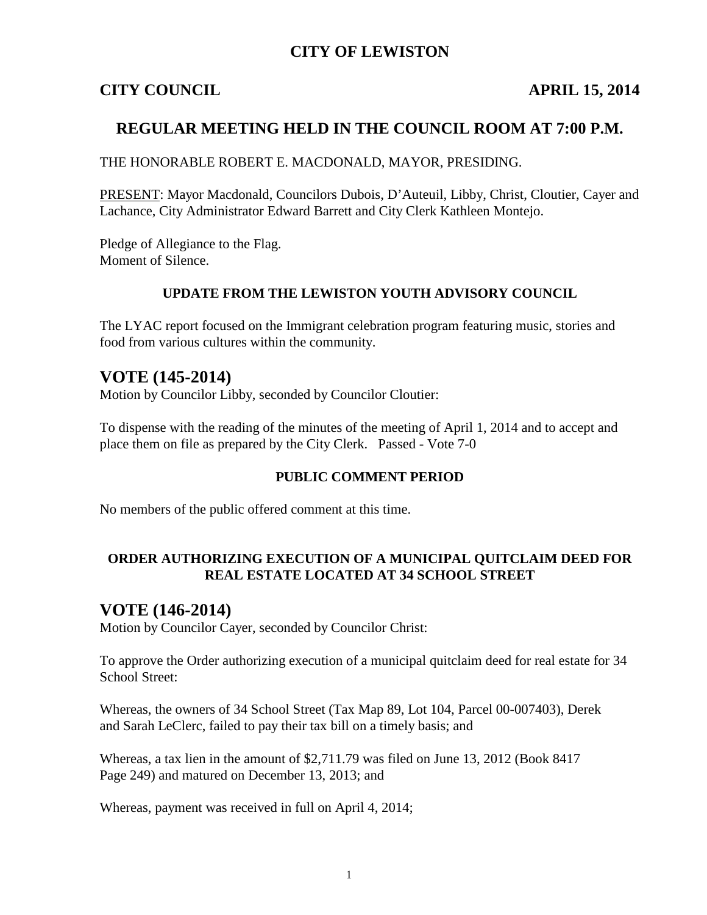# CITY OF LEWISTON

## CITY COUNCIL — APRIL 15, 2014

## REGULAR MEETING HELD IN THE COUNCIL ROOM AT 7:00 P.M.

THE HONORABLE ROBERT E. MACDONALD, MAYOR, PRESIDING.

PRESENT: Mayor Macdonald, Councilors Dubois, D'Auteuil, Libby, Christ, Cloutier, Cayer and Lachance, City Administrator Edward Barrett and City Clerk Kathleen Montejo.

Pledge of Allegiance to the Flag.
Moment of Silence.

### UPDATE FROM THE LEWISTON YOUTH ADVISORY COUNCIL

The LYAC report focused on the Immigrant celebration program featuring music, stories and food from various cultures within the community.

## VOTE (145-2014)

Motion by Councilor Libby, seconded by Councilor Cloutier:

To dispense with the reading of the minutes of the meeting of April 1, 2014 and to accept and place them on file as prepared by the City Clerk. Passed - Vote 7-0

### PUBLIC COMMENT PERIOD

No members of the public offered comment at this time.

### ORDER AUTHORIZING EXECUTION OF A MUNICIPAL QUITCLAIM DEED FOR REAL ESTATE LOCATED AT 34 SCHOOL STREET

## VOTE (146-2014)

Motion by Councilor Cayer, seconded by Councilor Christ:

To approve the Order authorizing execution of a municipal quitclaim deed for real estate for 34 School Street:

Whereas, the owners of 34 School Street (Tax Map 89, Lot 104, Parcel 00-007403), Derek and Sarah LeClerc, failed to pay their tax bill on a timely basis; and

Whereas, a tax lien in the amount of $2,711.79 was filed on June 13, 2012 (Book 8417 Page 249) and matured on December 13, 2013; and

Whereas, payment was received in full on April 4, 2014;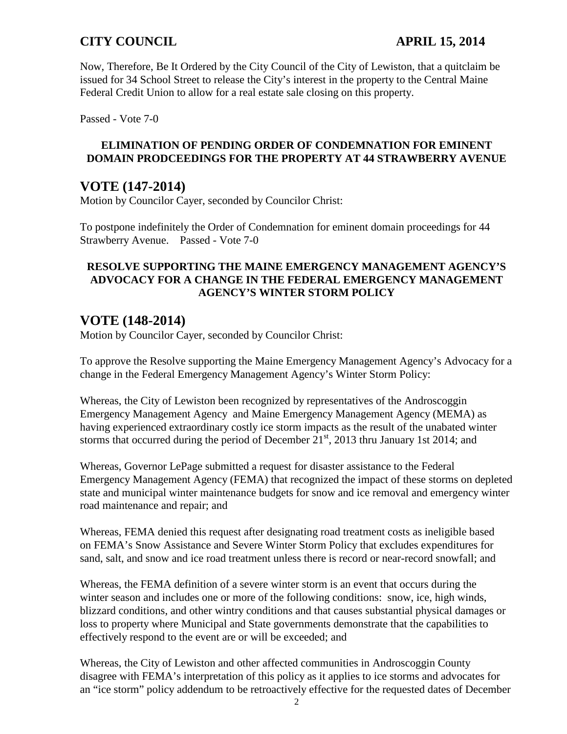Now, Therefore, Be It Ordered by the City Council of the City of Lewiston, that a quitclaim be issued for 34 School Street to release the City's interest in the property to the Central Maine Federal Credit Union to allow for a real estate sale closing on this property.

Passed - Vote 7-0

**ELIMINATION OF PENDING ORDER OF CONDEMNATION FOR EMINENT DOMAIN PRODCEEDINGS FOR THE PROPERTY AT 44 STRAWBERRY AVENUE**

## VOTE (147-2014)

Motion by Councilor Cayer, seconded by Councilor Christ:

To postpone indefinitely the Order of Condemnation for eminent domain proceedings for 44 Strawberry Avenue. Passed - Vote 7-0

**RESOLVE SUPPORTING THE MAINE EMERGENCY MANAGEMENT AGENCY'S ADVOCACY FOR A CHANGE IN THE FEDERAL EMERGENCY MANAGEMENT AGENCY'S WINTER STORM POLICY**

## VOTE (148-2014)

Motion by Councilor Cayer, seconded by Councilor Christ:

To approve the Resolve supporting the Maine Emergency Management Agency's Advocacy for a change in the Federal Emergency Management Agency's Winter Storm Policy:

Whereas, the City of Lewiston been recognized by representatives of the Androscoggin Emergency Management Agency and Maine Emergency Management Agency (MEMA) as having experienced extraordinary costly ice storm impacts as the result of the unabated winter storms that occurred during the period of December 21st, 2013 thru January 1st 2014; and

Whereas, Governor LePage submitted a request for disaster assistance to the Federal Emergency Management Agency (FEMA) that recognized the impact of these storms on depleted state and municipal winter maintenance budgets for snow and ice removal and emergency winter road maintenance and repair; and

Whereas, FEMA denied this request after designating road treatment costs as ineligible based on FEMA's Snow Assistance and Severe Winter Storm Policy that excludes expenditures for sand, salt, and snow and ice road treatment unless there is record or near-record snowfall; and

Whereas, the FEMA definition of a severe winter storm is an event that occurs during the winter season and includes one or more of the following conditions: snow, ice, high winds, blizzard conditions, and other wintry conditions and that causes substantial physical damages or loss to property where Municipal and State governments demonstrate that the capabilities to effectively respond to the event are or will be exceeded; and

Whereas, the City of Lewiston and other affected communities in Androscoggin County disagree with FEMA's interpretation of this policy as it applies to ice storms and advocates for an "ice storm" policy addendum to be retroactively effective for the requested dates of December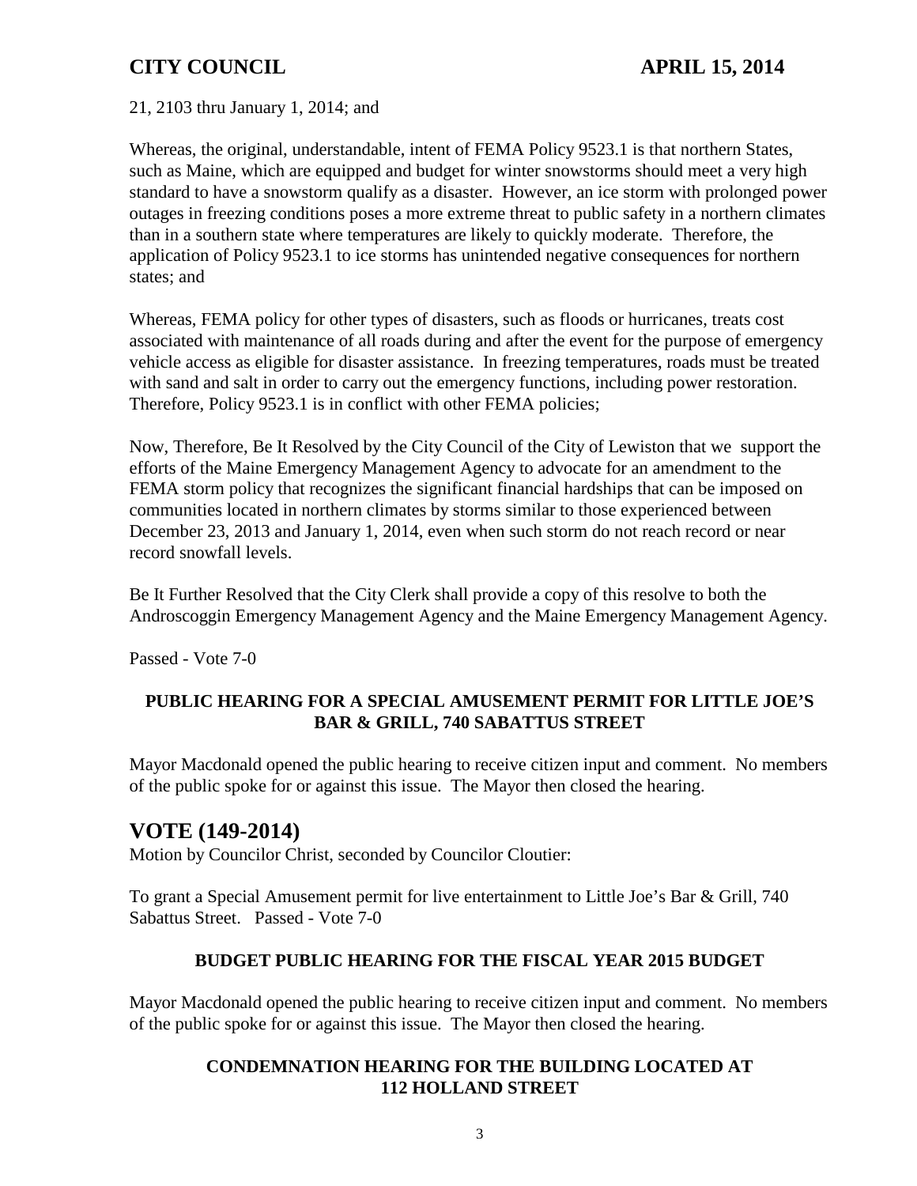21, 2103 thru January 1, 2014; and

Whereas, the original, understandable, intent of FEMA Policy 9523.1 is that northern States, such as Maine, which are equipped and budget for winter snowstorms should meet a very high standard to have a snowstorm qualify as a disaster. However, an ice storm with prolonged power outages in freezing conditions poses a more extreme threat to public safety in a northern climates than in a southern state where temperatures are likely to quickly moderate. Therefore, the application of Policy 9523.1 to ice storms has unintended negative consequences for northern states; and

Whereas, FEMA policy for other types of disasters, such as floods or hurricanes, treats cost associated with maintenance of all roads during and after the event for the purpose of emergency vehicle access as eligible for disaster assistance. In freezing temperatures, roads must be treated with sand and salt in order to carry out the emergency functions, including power restoration. Therefore, Policy 9523.1 is in conflict with other FEMA policies;

Now, Therefore, Be It Resolved by the City Council of the City of Lewiston that we support the efforts of the Maine Emergency Management Agency to advocate for an amendment to the FEMA storm policy that recognizes the significant financial hardships that can be imposed on communities located in northern climates by storms similar to those experienced between December 23, 2013 and January 1, 2014, even when such storm do not reach record or near record snowfall levels.

Be It Further Resolved that the City Clerk shall provide a copy of this resolve to both the Androscoggin Emergency Management Agency and the Maine Emergency Management Agency.

Passed - Vote 7-0

**PUBLIC HEARING FOR A SPECIAL AMUSEMENT PERMIT FOR LITTLE JOE'S BAR & GRILL, 740 SABATTUS STREET**

Mayor Macdonald opened the public hearing to receive citizen input and comment. No members of the public spoke for or against this issue. The Mayor then closed the hearing.

## VOTE (149-2014)

Motion by Councilor Christ, seconded by Councilor Cloutier:

To grant a Special Amusement permit for live entertainment to Little Joe's Bar & Grill, 740 Sabattus Street. Passed - Vote 7-0

**BUDGET PUBLIC HEARING FOR THE FISCAL YEAR 2015 BUDGET**

Mayor Macdonald opened the public hearing to receive citizen input and comment. No members of the public spoke for or against this issue. The Mayor then closed the hearing.

**CONDEMNATION HEARING FOR THE BUILDING LOCATED AT 112 HOLLAND STREET**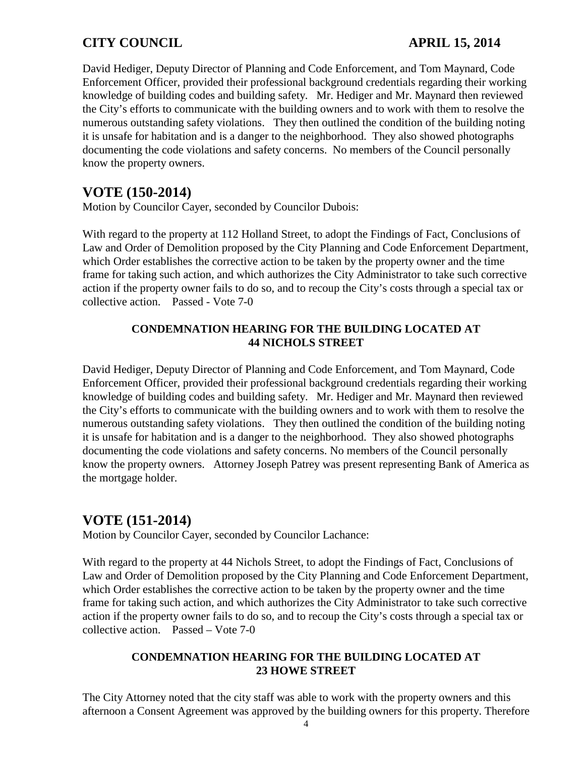David Hediger, Deputy Director of Planning and Code Enforcement, and Tom Maynard, Code Enforcement Officer, provided their professional background credentials regarding their working knowledge of building codes and building safety. Mr. Hediger and Mr. Maynard then reviewed the City's efforts to communicate with the building owners and to work with them to resolve the numerous outstanding safety violations. They then outlined the condition of the building noting it is unsafe for habitation and is a danger to the neighborhood. They also showed photographs documenting the code violations and safety concerns. No members of the Council personally know the property owners.

## VOTE (150-2014)

Motion by Councilor Cayer, seconded by Councilor Dubois:

With regard to the property at 112 Holland Street, to adopt the Findings of Fact, Conclusions of Law and Order of Demolition proposed by the City Planning and Code Enforcement Department, which Order establishes the corrective action to be taken by the property owner and the time frame for taking such action, and which authorizes the City Administrator to take such corrective action if the property owner fails to do so, and to recoup the City's costs through a special tax or collective action. Passed - Vote 7-0

### CONDEMNATION HEARING FOR THE BUILDING LOCATED AT 44 NICHOLS STREET

David Hediger, Deputy Director of Planning and Code Enforcement, and Tom Maynard, Code Enforcement Officer, provided their professional background credentials regarding their working knowledge of building codes and building safety. Mr. Hediger and Mr. Maynard then reviewed the City's efforts to communicate with the building owners and to work with them to resolve the numerous outstanding safety violations. They then outlined the condition of the building noting it is unsafe for habitation and is a danger to the neighborhood. They also showed photographs documenting the code violations and safety concerns. No members of the Council personally know the property owners. Attorney Joseph Patrey was present representing Bank of America as the mortgage holder.

## VOTE (151-2014)

Motion by Councilor Cayer, seconded by Councilor Lachance:

With regard to the property at 44 Nichols Street, to adopt the Findings of Fact, Conclusions of Law and Order of Demolition proposed by the City Planning and Code Enforcement Department, which Order establishes the corrective action to be taken by the property owner and the time frame for taking such action, and which authorizes the City Administrator to take such corrective action if the property owner fails to do so, and to recoup the City's costs through a special tax or collective action. Passed – Vote 7-0

### CONDEMNATION HEARING FOR THE BUILDING LOCATED AT 23 HOWE STREET

The City Attorney noted that the city staff was able to work with the property owners and this afternoon a Consent Agreement was approved by the building owners for this property. Therefore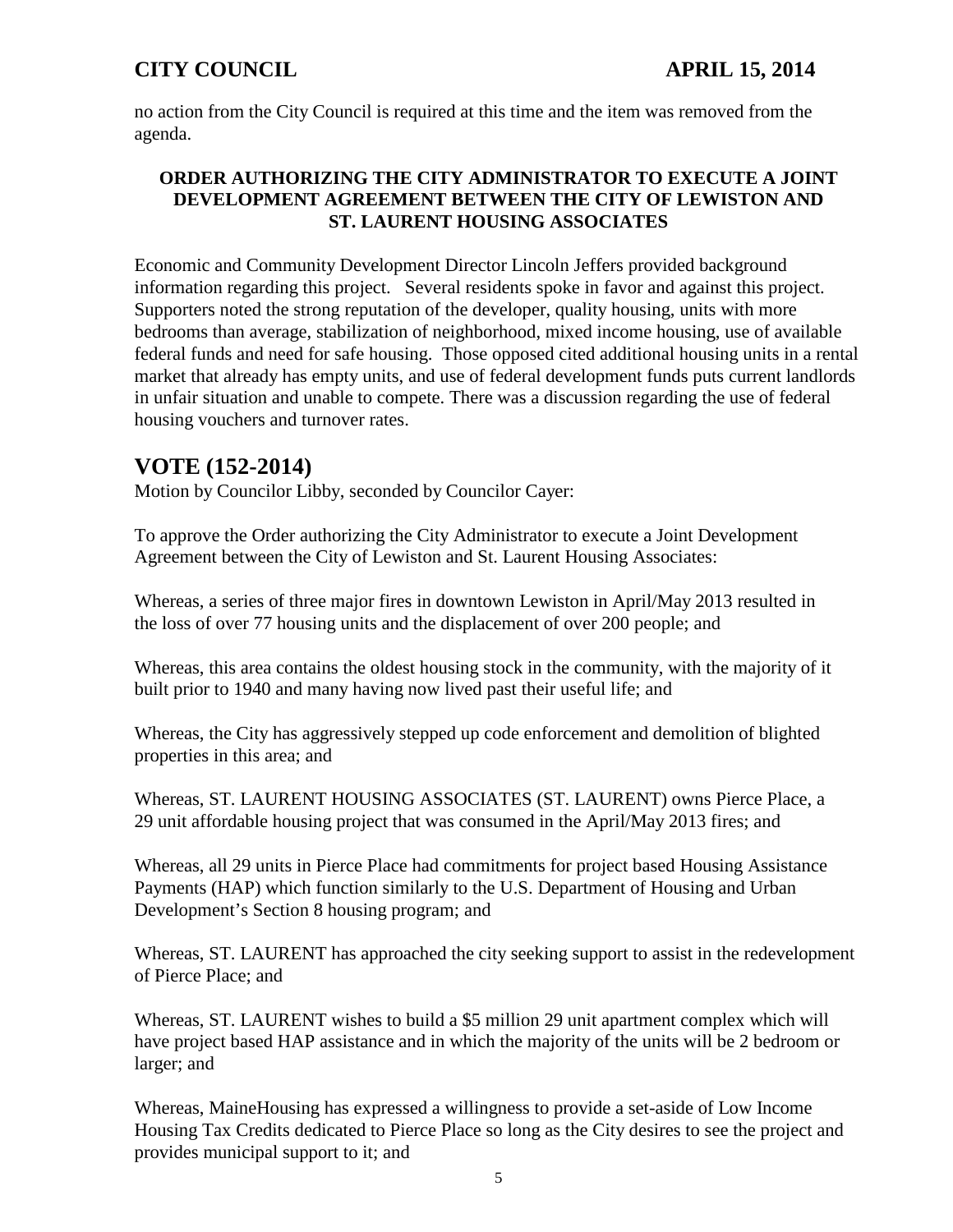no action from the City Council is required at this time and the item was removed from the agenda.

**ORDER AUTHORIZING THE CITY ADMINISTRATOR TO EXECUTE A JOINT DEVELOPMENT AGREEMENT BETWEEN THE CITY OF LEWISTON AND ST. LAURENT HOUSING ASSOCIATES**

Economic and Community Development Director Lincoln Jeffers provided background information regarding this project. Several residents spoke in favor and against this project. Supporters noted the strong reputation of the developer, quality housing, units with more bedrooms than average, stabilization of neighborhood, mixed income housing, use of available federal funds and need for safe housing. Those opposed cited additional housing units in a rental market that already has empty units, and use of federal development funds puts current landlords in unfair situation and unable to compete. There was a discussion regarding the use of federal housing vouchers and turnover rates.

## VOTE (152-2014)

Motion by Councilor Libby, seconded by Councilor Cayer:

To approve the Order authorizing the City Administrator to execute a Joint Development Agreement between the City of Lewiston and St. Laurent Housing Associates:

Whereas, a series of three major fires in downtown Lewiston in April/May 2013 resulted in the loss of over 77 housing units and the displacement of over 200 people; and

Whereas, this area contains the oldest housing stock in the community, with the majority of it built prior to 1940 and many having now lived past their useful life; and

Whereas, the City has aggressively stepped up code enforcement and demolition of blighted properties in this area; and

Whereas, ST. LAURENT HOUSING ASSOCIATES (ST. LAURENT) owns Pierce Place, a 29 unit affordable housing project that was consumed in the April/May 2013 fires; and

Whereas, all 29 units in Pierce Place had commitments for project based Housing Assistance Payments (HAP) which function similarly to the U.S. Department of Housing and Urban Development's Section 8 housing program; and

Whereas, ST. LAURENT has approached the city seeking support to assist in the redevelopment of Pierce Place; and

Whereas, ST. LAURENT wishes to build a $5 million 29 unit apartment complex which will have project based HAP assistance and in which the majority of the units will be 2 bedroom or larger; and

Whereas, MaineHousing has expressed a willingness to provide a set-aside of Low Income Housing Tax Credits dedicated to Pierce Place so long as the City desires to see the project and provides municipal support to it; and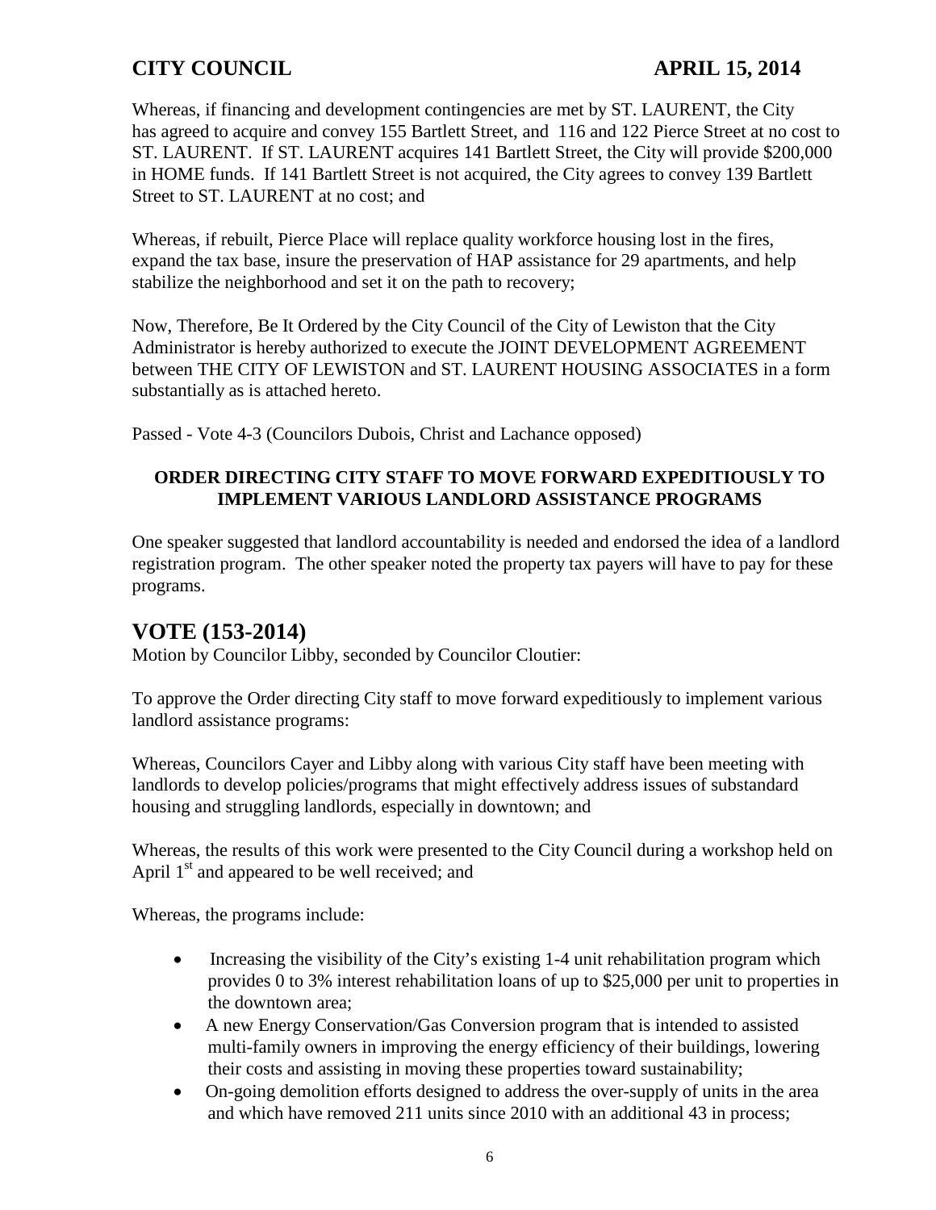Whereas, if financing and development contingencies are met by ST. LAURENT, the City has agreed to acquire and convey 155 Bartlett Street, and 116 and 122 Pierce Street at no cost to ST. LAURENT. If ST. LAURENT acquires 141 Bartlett Street, the City will provide $200,000 in HOME funds. If 141 Bartlett Street is not acquired, the City agrees to convey 139 Bartlett Street to ST. LAURENT at no cost; and

Whereas, if rebuilt, Pierce Place will replace quality workforce housing lost in the fires, expand the tax base, insure the preservation of HAP assistance for 29 apartments, and help stabilize the neighborhood and set it on the path to recovery;

Now, Therefore, Be It Ordered by the City Council of the City of Lewiston that the City Administrator is hereby authorized to execute the JOINT DEVELOPMENT AGREEMENT between THE CITY OF LEWISTON and ST. LAURENT HOUSING ASSOCIATES in a form substantially as is attached hereto.

Passed - Vote 4-3 (Councilors Dubois, Christ and Lachance opposed)

**ORDER DIRECTING CITY STAFF TO MOVE FORWARD EXPEDITIOUSLY TO IMPLEMENT VARIOUS LANDLORD ASSISTANCE PROGRAMS**

One speaker suggested that landlord accountability is needed and endorsed the idea of a landlord registration program. The other speaker noted the property tax payers will have to pay for these programs.

## VOTE (153-2014)

Motion by Councilor Libby, seconded by Councilor Cloutier:

To approve the Order directing City staff to move forward expeditiously to implement various landlord assistance programs:

Whereas, Councilors Cayer and Libby along with various City staff have been meeting with landlords to develop policies/programs that might effectively address issues of substandard housing and struggling landlords, especially in downtown; and

Whereas, the results of this work were presented to the City Council during a workshop held on April 1st and appeared to be well received; and

Whereas, the programs include:

- Increasing the visibility of the City's existing 1-4 unit rehabilitation program which provides 0 to 3% interest rehabilitation loans of up to $25,000 per unit to properties in the downtown area;
- A new Energy Conservation/Gas Conversion program that is intended to assisted multi-family owners in improving the energy efficiency of their buildings, lowering their costs and assisting in moving these properties toward sustainability;
- On-going demolition efforts designed to address the over-supply of units in the area and which have removed 211 units since 2010 with an additional 43 in process;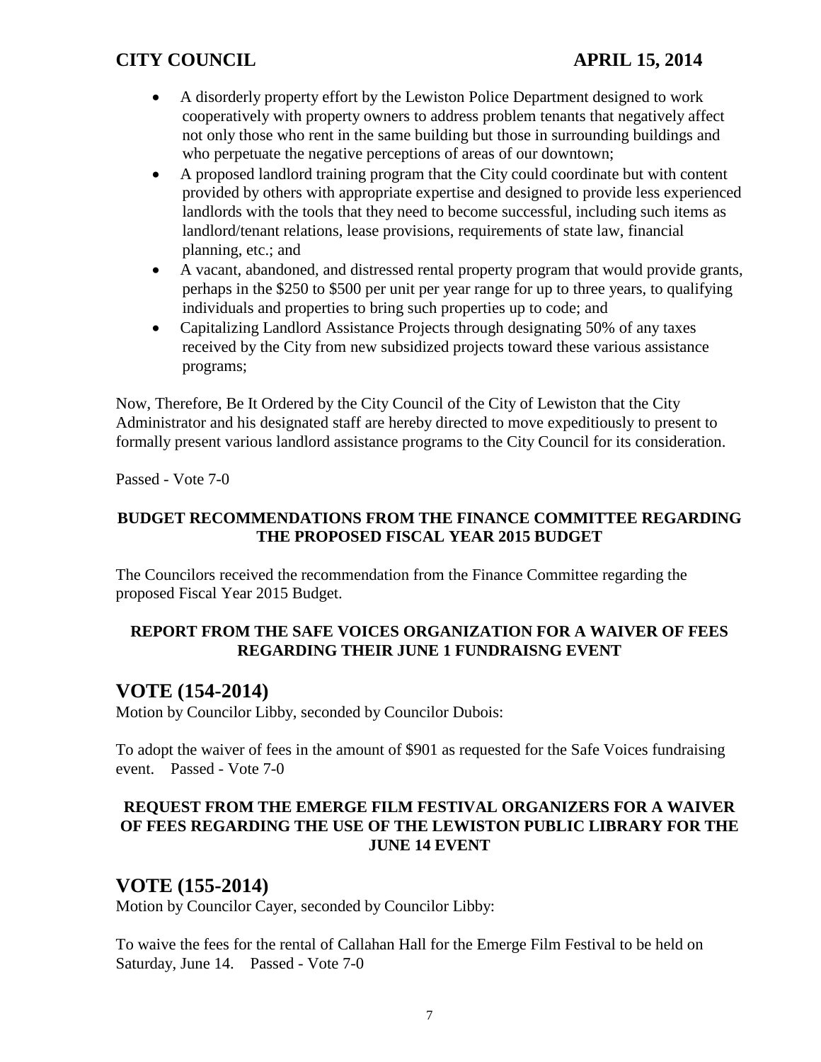- A disorderly property effort by the Lewiston Police Department designed to work cooperatively with property owners to address problem tenants that negatively affect not only those who rent in the same building but those in surrounding buildings and who perpetuate the negative perceptions of areas of our downtown;
- A proposed landlord training program that the City could coordinate but with content provided by others with appropriate expertise and designed to provide less experienced landlords with the tools that they need to become successful, including such items as landlord/tenant relations, lease provisions, requirements of state law, financial planning, etc.; and
- A vacant, abandoned, and distressed rental property program that would provide grants, perhaps in the $250 to $500 per unit per year range for up to three years, to qualifying individuals and properties to bring such properties up to code; and
- Capitalizing Landlord Assistance Projects through designating 50% of any taxes received by the City from new subsidized projects toward these various assistance programs;

Now, Therefore, Be It Ordered by the City Council of the City of Lewiston that the City Administrator and his designated staff are hereby directed to move expeditiously to present to formally present various landlord assistance programs to the City Council for its consideration.

Passed - Vote 7-0

**BUDGET RECOMMENDATIONS FROM THE FINANCE COMMITTEE REGARDING THE PROPOSED FISCAL YEAR 2015 BUDGET**

The Councilors received the recommendation from the Finance Committee regarding the proposed Fiscal Year 2015 Budget.

**REPORT FROM THE SAFE VOICES ORGANIZATION FOR A WAIVER OF FEES REGARDING THEIR JUNE 1 FUNDRAISNG EVENT**

## VOTE (154-2014)

Motion by Councilor Libby, seconded by Councilor Dubois:

To adopt the waiver of fees in the amount of $901 as requested for the Safe Voices fundraising event. Passed - Vote 7-0

**REQUEST FROM THE EMERGE FILM FESTIVAL ORGANIZERS FOR A WAIVER OF FEES REGARDING THE USE OF THE LEWISTON PUBLIC LIBRARY FOR THE JUNE 14 EVENT**

## VOTE (155-2014)

Motion by Councilor Cayer, seconded by Councilor Libby:

To waive the fees for the rental of Callahan Hall for the Emerge Film Festival to be held on Saturday, June 14. Passed - Vote 7-0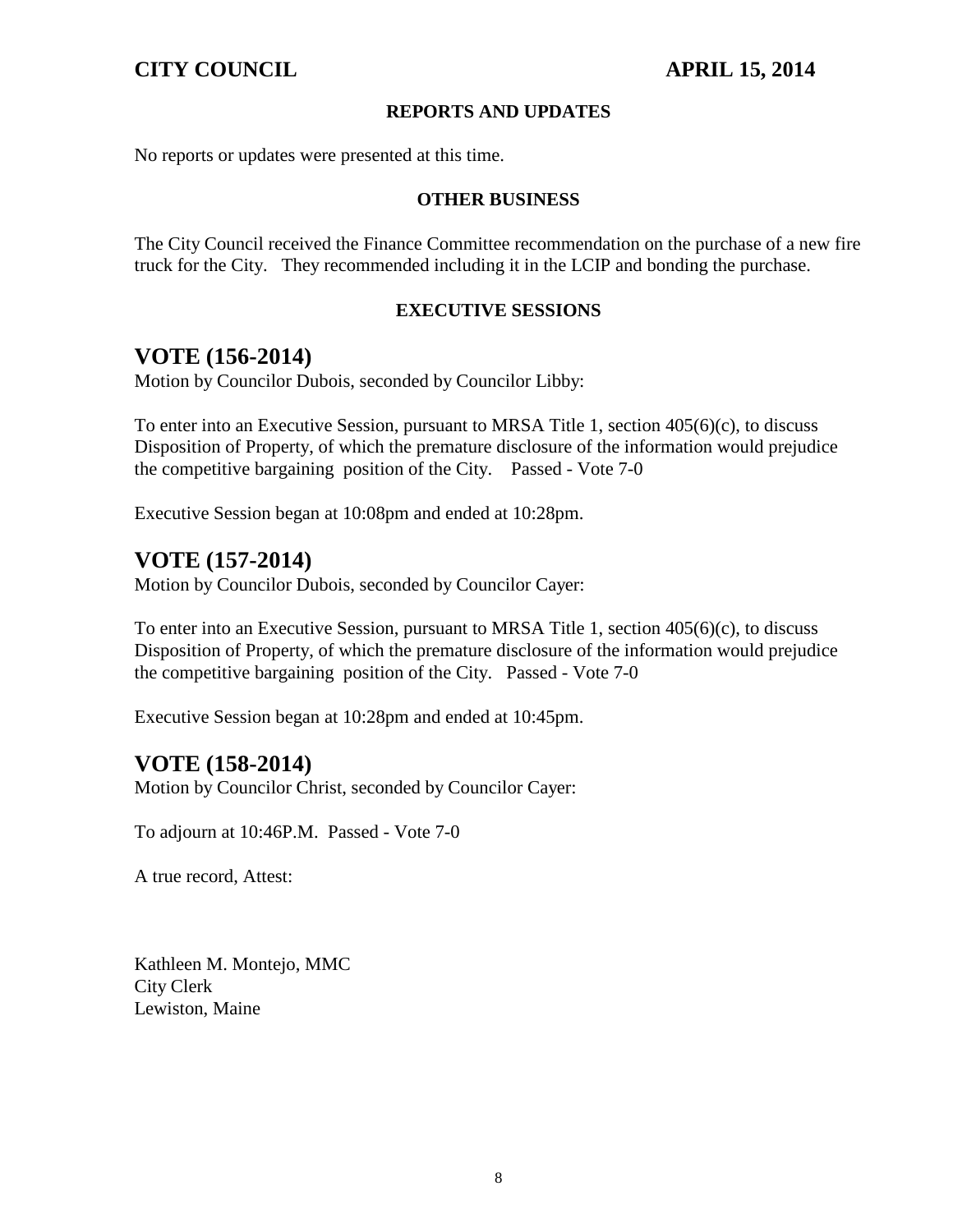### REPORTS AND UPDATES

No reports or updates were presented at this time.

### OTHER BUSINESS

The City Council received the Finance Committee recommendation on the purchase of a new fire truck for the City. They recommended including it in the LCIP and bonding the purchase.

### EXECUTIVE SESSIONS

## VOTE (156-2014)

Motion by Councilor Dubois, seconded by Councilor Libby:

To enter into an Executive Session, pursuant to MRSA Title 1, section 405(6)(c), to discuss Disposition of Property, of which the premature disclosure of the information would prejudice the competitive bargaining position of the City. Passed - Vote 7-0

Executive Session began at 10:08pm and ended at 10:28pm.

## VOTE (157-2014)

Motion by Councilor Dubois, seconded by Councilor Cayer:

To enter into an Executive Session, pursuant to MRSA Title 1, section 405(6)(c), to discuss Disposition of Property, of which the premature disclosure of the information would prejudice the competitive bargaining position of the City. Passed - Vote 7-0

Executive Session began at 10:28pm and ended at 10:45pm.

## VOTE (158-2014)

Motion by Councilor Christ, seconded by Councilor Cayer:

To adjourn at 10:46P.M. Passed - Vote 7-0

A true record, Attest:

Kathleen M. Montejo, MMC
City Clerk
Lewiston, Maine